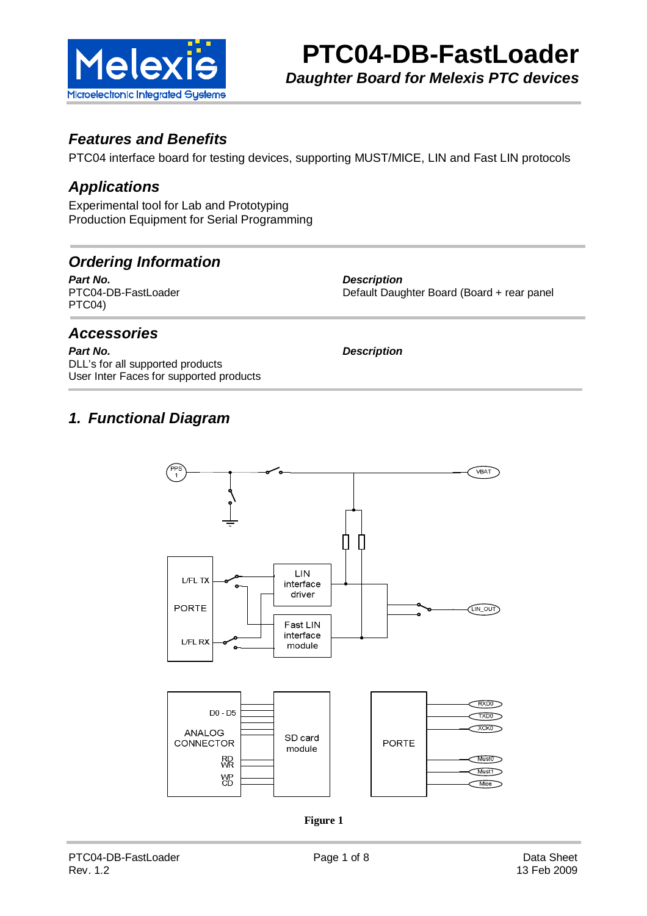# PTC04-DB-FastLoader

***Daughter Board for Melexis PTC devices***

## *Features and Benefits*

PTC04 interface board for testing devices, supporting MUST/MICE, LIN and Fast LIN protocols

## *Applications*

Experimental tool for Lab and Prototyping
Production Equipment for Serial Programming

## *Ordering Information*

| ***Part No.*** | ***Description*** |
|---|---|
| PTC04-DB-FastLoader | Default Daughter Board (Board + rear panel PTC04) |

## *Accessories*

| ***Part No.*** | ***Description*** |
|---|---|
| DLL's for all supported products | |
| User Inter Faces for supported products | |

## *1. Functional Diagram*

**Figure 1**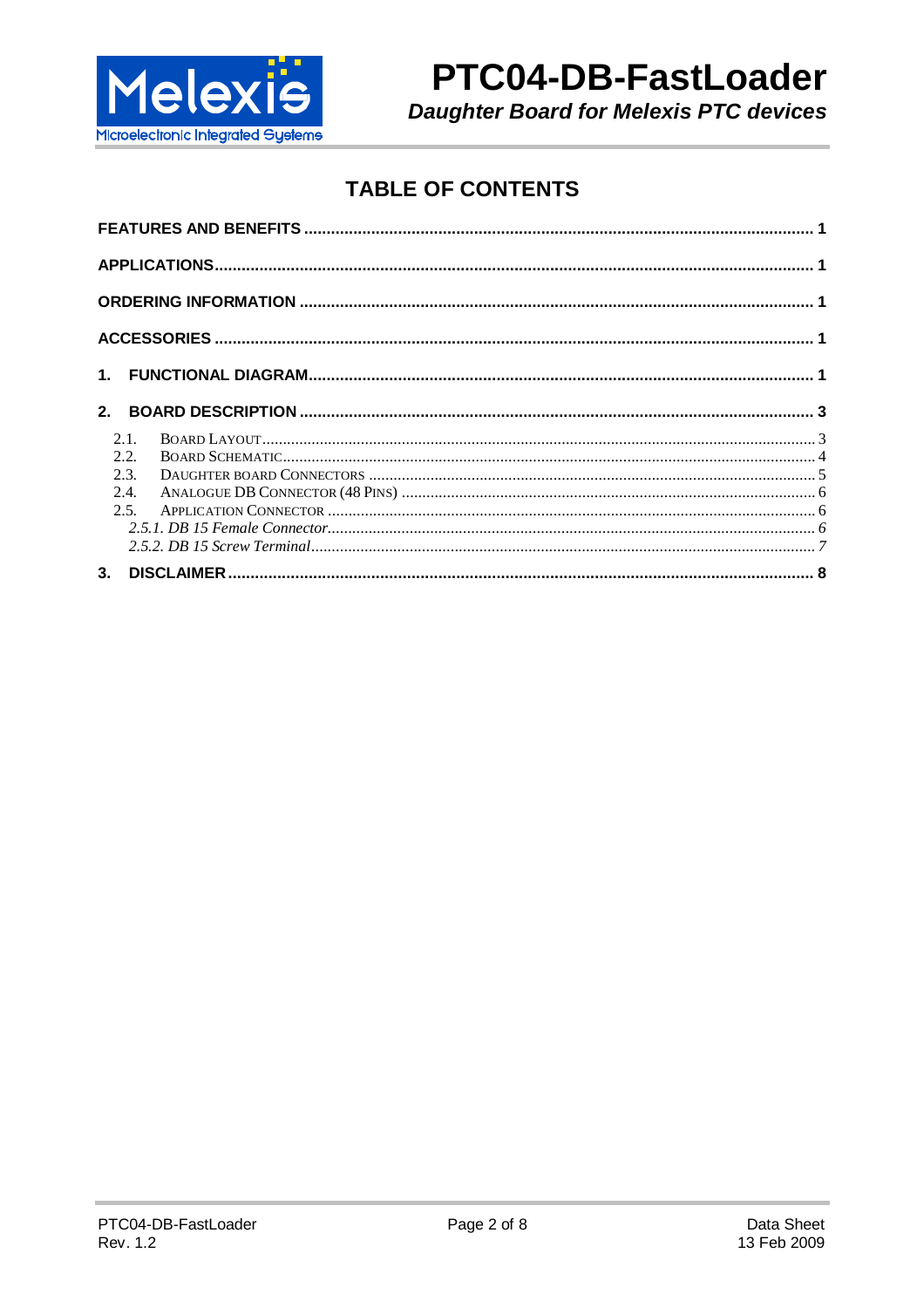# TABLE OF CONTENTS

FEATURES AND BENEFITS ........ 1

APPLICATIONS ........ 1

ORDERING INFORMATION ........ 1

ACCESSORIES ........ 1

1. FUNCTIONAL DIAGRAM ........ 1

2. BOARD DESCRIPTION ........ 3

 2.1. BOARD LAYOUT ........ 3

 2.2. BOARD SCHEMATIC ........ 4

 2.3. DAUGHTER BOARD CONNECTORS ........ 5

 2.4. ANALOGUE DB CONNECTOR (48 PINS) ........ 6

 2.5. APPLICATION CONNECTOR ........ 6

  *2.5.1. DB 15 Female Connector ........ 6*

  *2.5.2. DB 15 Screw Terminal ........ 7*

3. DISCLAIMER ........ 8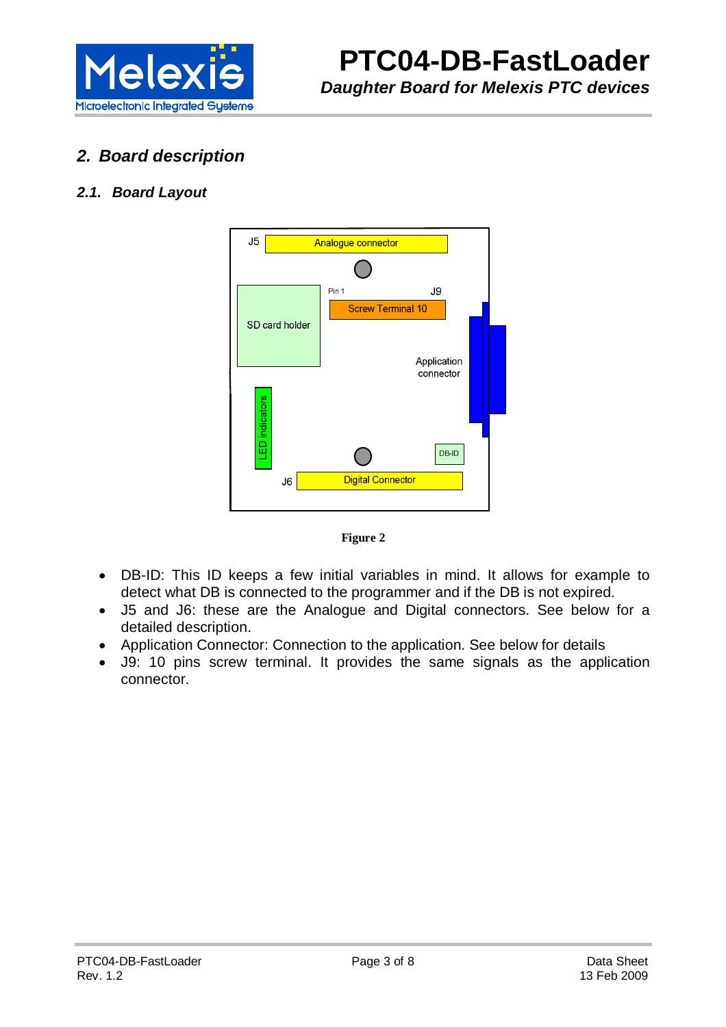## 2. Board description

### 2.1. Board Layout

Figure 2

- DB-ID: This ID keeps a few initial variables in mind. It allows for example to detect what DB is connected to the programmer and if the DB is not expired.
- J5 and J6: these are the Analogue and Digital connectors. See below for a detailed description.
- Application Connector: Connection to the application. See below for details
- J9: 10 pins screw terminal. It provides the same signals as the application connector.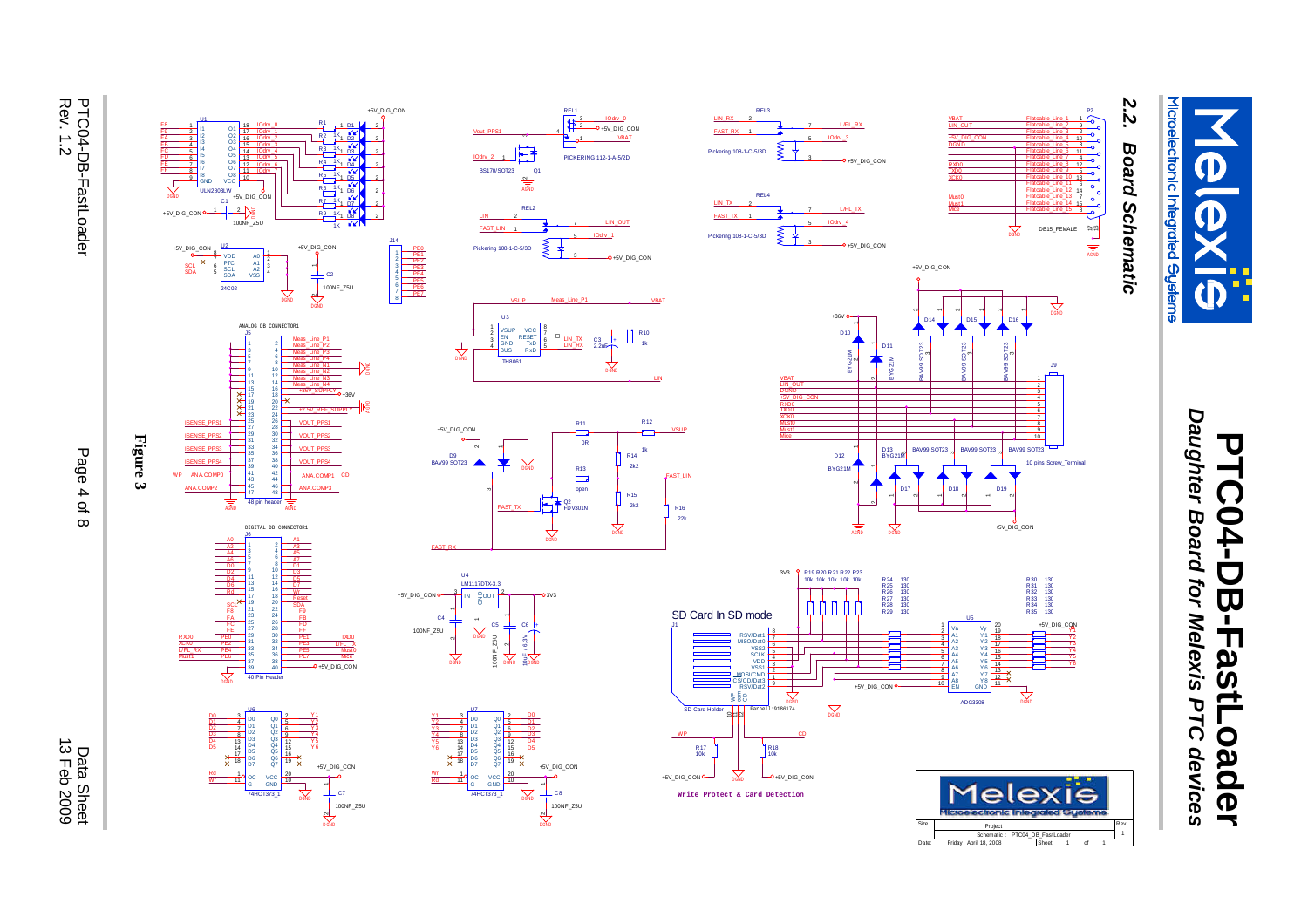## 2.2. Board Schematic

**Figure 3**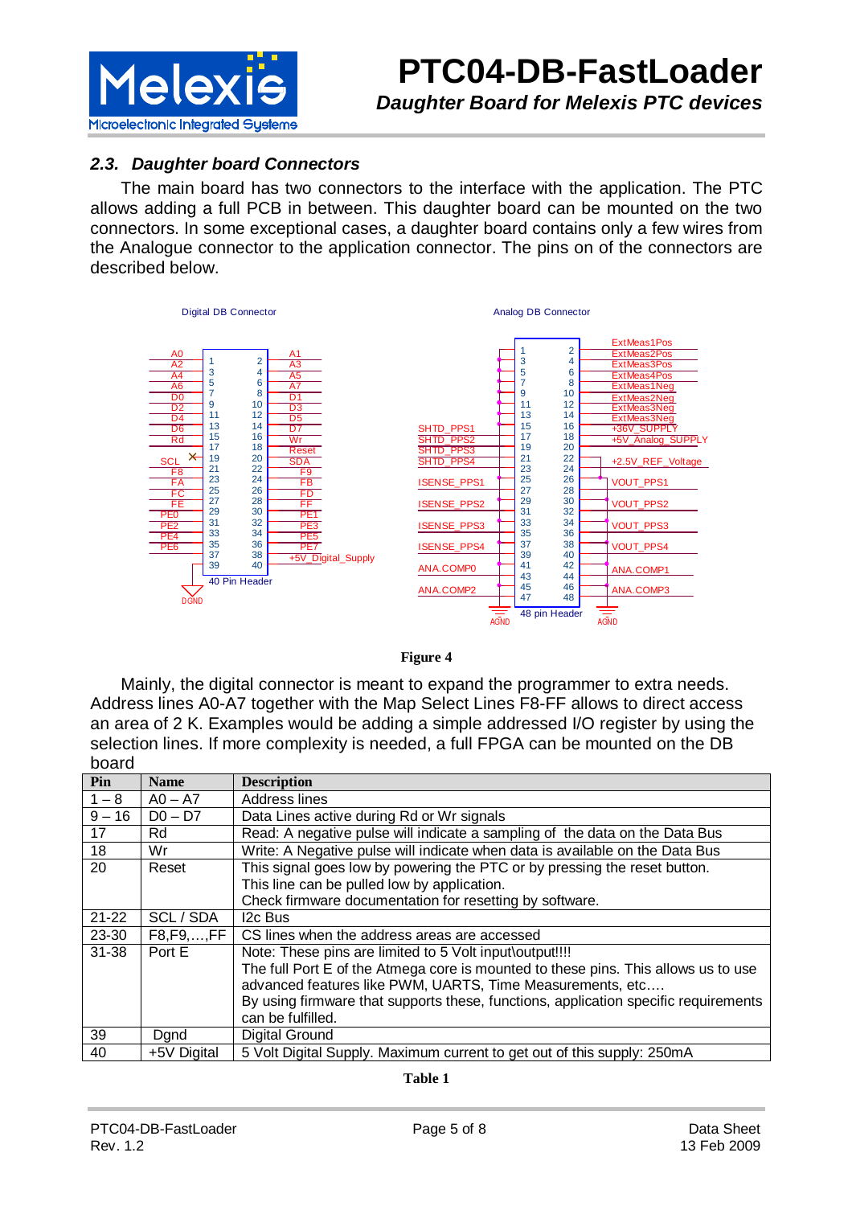## 2.3. Daughter board Connectors

The main board has two connectors to the interface with the application. The PTC allows adding a full PCB in between. This daughter board can be mounted on the two connectors. In some exceptional cases, a daughter board contains only a few wires from the Analogue connector to the application connector. The pins on of the connectors are described below.

Figure 4

Mainly, the digital connector is meant to expand the programmer to extra needs. Address lines A0-A7 together with the Map Select Lines F8-FF allows to direct access an area of 2 K. Examples would be adding a simple addressed I/O register by using the selection lines. If more complexity is needed, a full FPGA can be mounted on the DB board

| Pin | Name | Description |
|---|---|---|
| 1 – 8 | A0 – A7 | Address lines |
| 9 – 16 | D0 – D7 | Data Lines active during Rd or Wr signals |
| 17 | Rd | Read: A negative pulse will indicate a sampling of the data on the Data Bus |
| 18 | Wr | Write: A Negative pulse will indicate when data is available on the Data Bus |
| 20 | Reset | This signal goes low by powering the PTC or by pressing the reset button. This line can be pulled low by application. Check firmware documentation for resetting by software. |
| 21-22 | SCL / SDA | I2c Bus |
| 23-30 | F8,F9,…,FF | CS lines when the address areas are accessed |
| 31-38 | Port E | Note: These pins are limited to 5 Volt input\output!!!! The full Port E of the Atmega core is mounted to these pins. This allows us to use advanced features like PWM, UARTS, Time Measurements, etc…. By using firmware that supports these, functions, application specific requirements can be fulfilled. |
| 39 | Dgnd | Digital Ground |
| 40 | +5V Digital | 5 Volt Digital Supply. Maximum current to get out of this supply: 250mA |

Table 1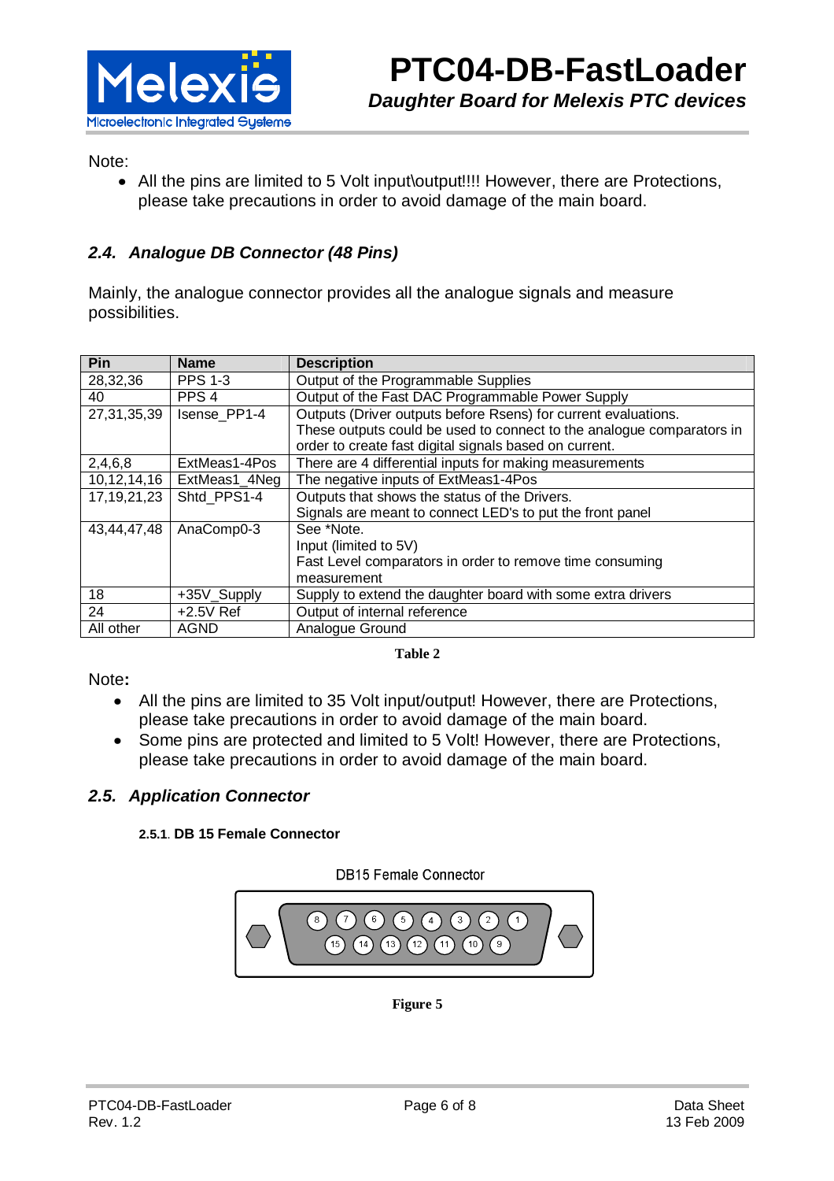Note:

- All the pins are limited to 5 Volt input\output!!!! However, there are Protections, please take precautions in order to avoid damage of the main board.

## 2.4. Analogue DB Connector (48 Pins)

Mainly, the analogue connector provides all the analogue signals and measure possibilities.

| Pin | Name | Description |
|---|---|---|
| 28,32,36 | PPS 1-3 | Output of the Programmable Supplies |
| 40 | PPS 4 | Output of the Fast DAC Programmable Power Supply |
| 27,31,35,39 | Isense_PP1-4 | Outputs (Driver outputs before Rsens) for current evaluations. These outputs could be used to connect to the analogue comparators in order to create fast digital signals based on current. |
| 2,4,6,8 | ExtMeas1-4Pos | There are 4 differential inputs for making measurements |
| 10,12,14,16 | ExtMeas1_4Neg | The negative inputs of ExtMeas1-4Pos |
| 17,19,21,23 | Shtd_PPS1-4 | Outputs that shows the status of the Drivers. Signals are meant to connect LED's to put the front panel |
| 43,44,47,48 | AnaComp0-3 | See *Note. Input (limited to 5V) Fast Level comparators in order to remove time consuming measurement |
| 18 | +35V_Supply | Supply to extend the daughter board with some extra drivers |
| 24 | +2.5V Ref | Output of internal reference |
| All other | AGND | Analogue Ground |

**Table 2**

Note**:**

- All the pins are limited to 35 Volt input/output! However, there are Protections, please take precautions in order to avoid damage of the main board.
- Some pins are protected and limited to 5 Volt! However, there are Protections, please take precautions in order to avoid damage of the main board.

## 2.5. Application Connector

#### 2.5.1. DB 15 Female Connector

DB15 Female Connector

8 7 6 5 4 3 2 1
15 14 13 12 11 10 9

**Figure 5**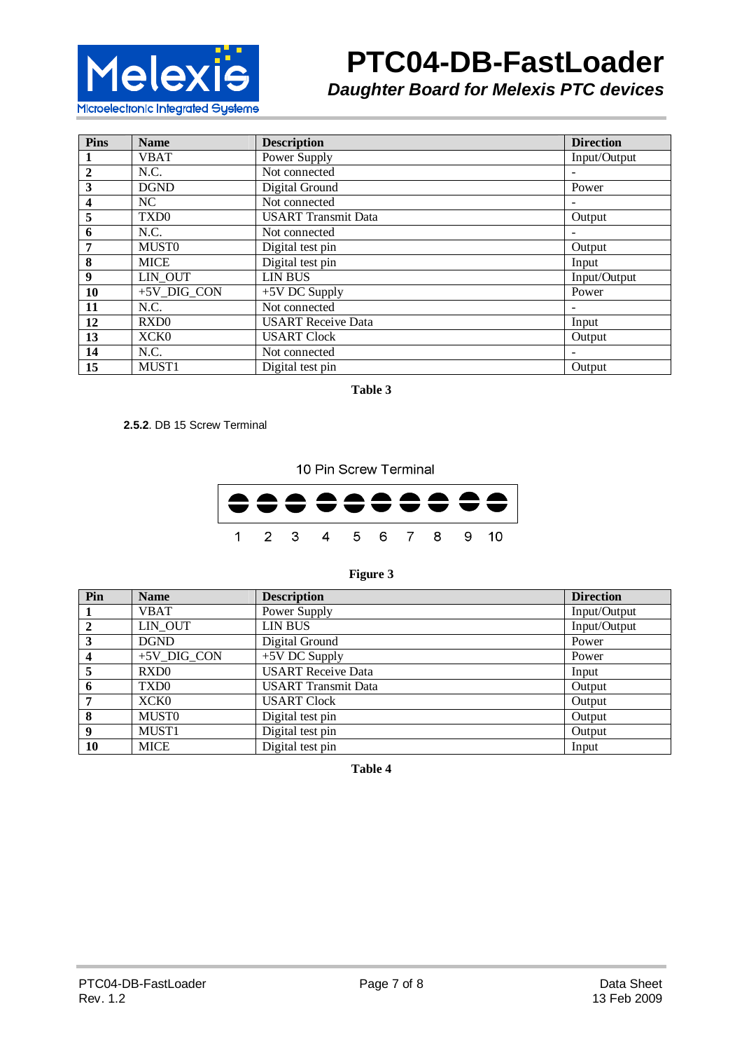| Pins | Name | Description | Direction |
|---|---|---|---|
| 1 | VBAT | Power Supply | Input/Output |
| 2 | N.C. | Not connected | - |
| 3 | DGND | Digital Ground | Power |
| 4 | NC | Not connected | - |
| 5 | TXD0 | USART Transmit Data | Output |
| 6 | N.C. | Not connected | - |
| 7 | MUST0 | Digital test pin | Output |
| 8 | MICE | Digital test pin | Input |
| 9 | LIN_OUT | LIN BUS | Input/Output |
| 10 | +5V_DIG_CON | +5V DC Supply | Power |
| 11 | N.C. | Not connected | - |
| 12 | RXD0 | USART Receive Data | Input |
| 13 | XCK0 | USART Clock | Output |
| 14 | N.C. | Not connected | - |
| 15 | MUST1 | Digital test pin | Output |

**Table 3**

**2.5.2**. DB 15 Screw Terminal

10 Pin Screw Terminal

1 2 3 4 5 6 7 8 9 10

**Figure 3**

| Pin | Name | Description | Direction |
|---|---|---|---|
| 1 | VBAT | Power Supply | Input/Output |
| 2 | LIN_OUT | LIN BUS | Input/Output |
| 3 | DGND | Digital Ground | Power |
| 4 | +5V_DIG_CON | +5V DC Supply | Power |
| 5 | RXD0 | USART Receive Data | Input |
| 6 | TXD0 | USART Transmit Data | Output |
| 7 | XCK0 | USART Clock | Output |
| 8 | MUST0 | Digital test pin | Output |
| 9 | MUST1 | Digital test pin | Output |
| 10 | MICE | Digital test pin | Input |

**Table 4**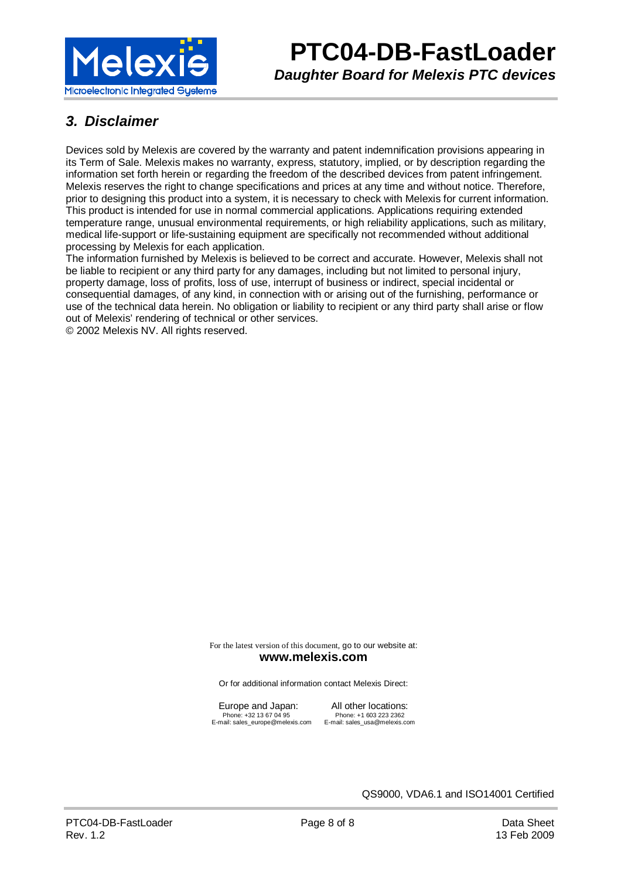## *3. Disclaimer*

Devices sold by Melexis are covered by the warranty and patent indemnification provisions appearing in its Term of Sale. Melexis makes no warranty, express, statutory, implied, or by description regarding the information set forth herein or regarding the freedom of the described devices from patent infringement. Melexis reserves the right to change specifications and prices at any time and without notice. Therefore, prior to designing this product into a system, it is necessary to check with Melexis for current information. This product is intended for use in normal commercial applications. Applications requiring extended temperature range, unusual environmental requirements, or high reliability applications, such as military, medical life-support or life-sustaining equipment are specifically not recommended without additional processing by Melexis for each application.

The information furnished by Melexis is believed to be correct and accurate. However, Melexis shall not be liable to recipient or any third party for any damages, including but not limited to personal injury, property damage, loss of profits, loss of use, interrupt of business or indirect, special incidental or consequential damages, of any kind, in connection with or arising out of the furnishing, performance or use of the technical data herein. No obligation or liability to recipient or any third party shall arise or flow out of Melexis' rendering of technical or other services.

© 2002 Melexis NV. All rights reserved.

For the latest version of this document, go to our website at:

**www.melexis.com**

Or for additional information contact Melexis Direct:

Europe and Japan:
Phone: +32 13 67 04 95
E-mail: sales_europe@melexis.com

All other locations:
Phone: +1 603 223 2362
E-mail: sales_usa@melexis.com

QS9000, VDA6.1 and ISO14001 Certified